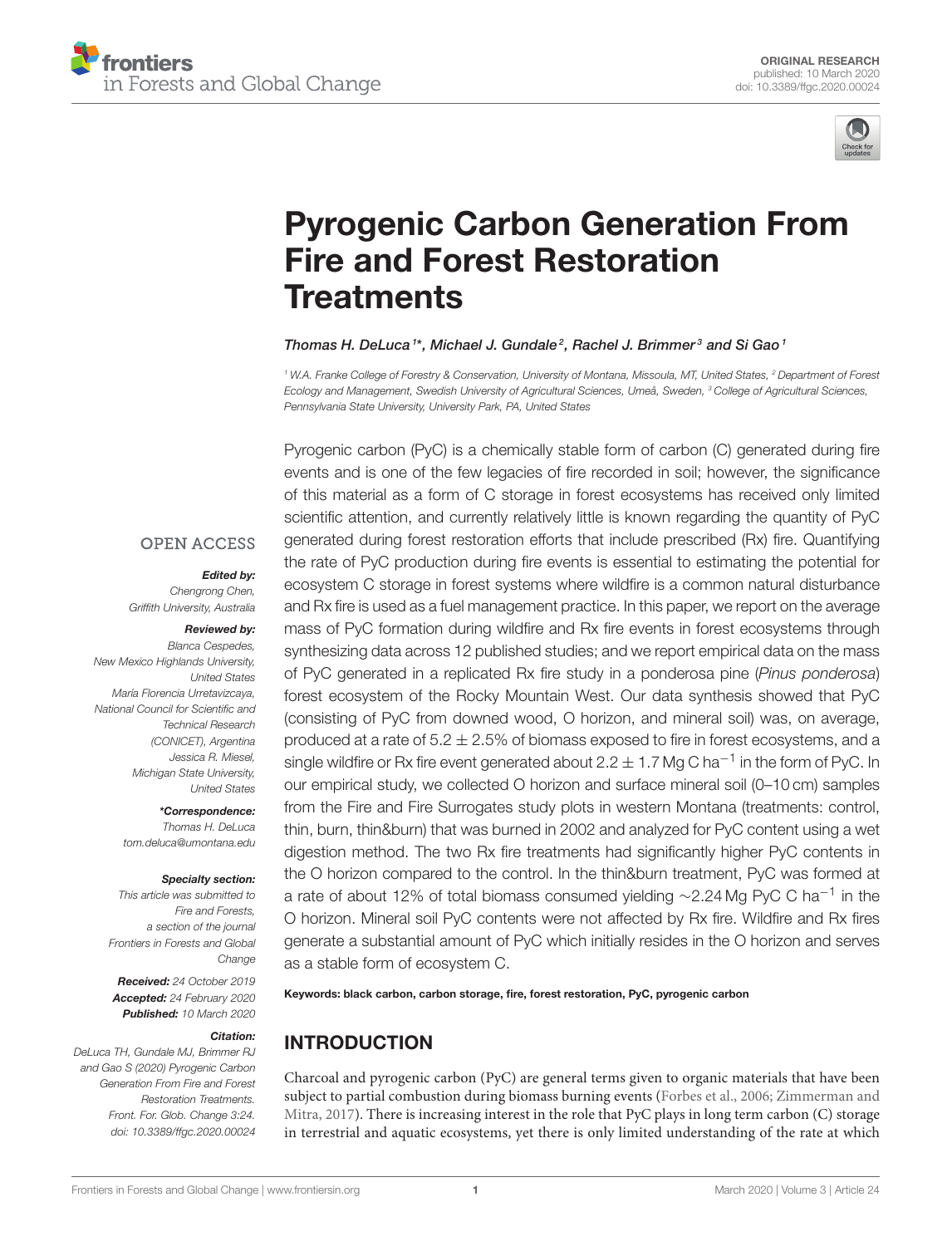ORIGINAL RESEARCH
published: 10 March 2020
doi: 10.3389/ffgc.2020.00024

# Pyrogenic Carbon Generation From Fire and Forest Restoration Treatments

*Thomas H. DeLuca[1]*, Michael J. Gundale[2], Rachel J. Brimmer[3] and Si Gao[1]*

[1] W.A. Franke College of Forestry & Conservation, University of Montana, Missoula, MT, United States, [2] Department of Forest Ecology and Management, Swedish University of Agricultural Sciences, Umeå, Sweden, [3] College of Agricultural Sciences, Pennsylvania State University, University Park, PA, United States

OPEN ACCESS

***Edited by:***
*Chengrong Chen, Griffith University, Australia*

***Reviewed by:***
*Blanca Cespedes, New Mexico Highlands University, United States*
*María Florencia Urretavizcaya, National Council for Scientific and Technical Research (CONICET), Argentina*
*Jessica R. Miesel, Michigan State University, United States*

***\*Correspondence:***
*Thomas H. DeLuca*
*tom.deluca@umontana.edu*

***Specialty section:***
*This article was submitted to Fire and Forests, a section of the journal Frontiers in Forests and Global Change*

***Received:*** *24 October 2019*
***Accepted:*** *24 February 2020*
***Published:*** *10 March 2020*

***Citation:***
*DeLuca TH, Gundale MJ, Brimmer RJ and Gao S (2020) Pyrogenic Carbon Generation From Fire and Forest Restoration Treatments. Front. For. Glob. Change 3:24. doi: 10.3389/ffgc.2020.00024*

Pyrogenic carbon (PyC) is a chemically stable form of carbon (C) generated during fire events and is one of the few legacies of fire recorded in soil; however, the significance of this material as a form of C storage in forest ecosystems has received only limited scientific attention, and currently relatively little is known regarding the quantity of PyC generated during forest restoration efforts that include prescribed (Rx) fire. Quantifying the rate of PyC production during fire events is essential to estimating the potential for ecosystem C storage in forest systems where wildfire is a common natural disturbance and Rx fire is used as a fuel management practice. In this paper, we report on the average mass of PyC formation during wildfire and Rx fire events in forest ecosystems through synthesizing data across 12 published studies; and we report empirical data on the mass of PyC generated in a replicated Rx fire study in a ponderosa pine (*Pinus ponderosa*) forest ecosystem of the Rocky Mountain West. Our data synthesis showed that PyC (consisting of PyC from downed wood, O horizon, and mineral soil) was, on average, produced at a rate of $5.2 \pm 2.5\%$ of biomass exposed to fire in forest ecosystems, and a single wildfire or Rx fire event generated about $2.2 \pm 1.7$ Mg C ha$^{-1}$ in the form of PyC. In our empirical study, we collected O horizon and surface mineral soil (0–10 cm) samples from the Fire and Fire Surrogates study plots in western Montana (treatments: control, thin, burn, thin&burn) that was burned in 2002 and analyzed for PyC content using a wet digestion method. The two Rx fire treatments had significantly higher PyC contents in the O horizon compared to the control. In the thin&burn treatment, PyC was formed at a rate of about 12% of total biomass consumed yielding ~2.24 Mg PyC C ha$^{-1}$ in the O horizon. Mineral soil PyC contents were not affected by Rx fire. Wildfire and Rx fires generate a substantial amount of PyC which initially resides in the O horizon and serves as a stable form of ecosystem C.

**Keywords: black carbon, carbon storage, fire, forest restoration, PyC, pyrogenic carbon**

## INTRODUCTION

Charcoal and pyrogenic carbon (PyC) are general terms given to organic materials that have been subject to partial combustion during biomass burning events (Forbes et al., 2006; Zimmerman and Mitra, 2017). There is increasing interest in the role that PyC plays in long term carbon (C) storage in terrestrial and aquatic ecosystems, yet there is only limited understanding of the rate at which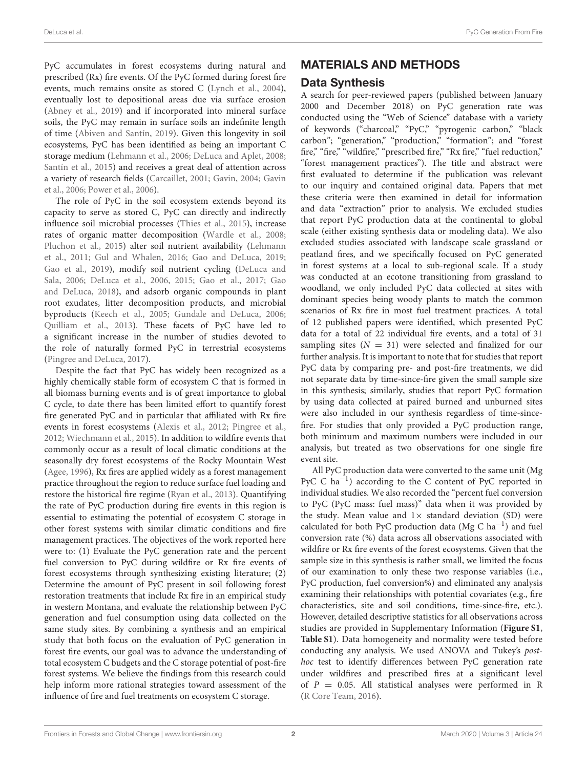PyC accumulates in forest ecosystems during natural and prescribed (Rx) fire events. Of the PyC formed during forest fire events, much remains onsite as stored C (Lynch et al., 2004), eventually lost to depositional areas due via surface erosion (Abney et al., 2019) and if incorporated into mineral surface soils, the PyC may remain in surface soils an indefinite length of time (Abiven and Santín, 2019). Given this longevity in soil ecosystems, PyC has been identified as being an important C storage medium (Lehmann et al., 2006; DeLuca and Aplet, 2008; Santín et al., 2015) and receives a great deal of attention across a variety of research fields (Carcaillet, 2001; Gavin, 2004; Gavin et al., 2006; Power et al., 2006).

The role of PyC in the soil ecosystem extends beyond its capacity to serve as stored C, PyC can directly and indirectly influence soil microbial processes (Thies et al., 2015), increase rates of organic matter decomposition (Wardle et al., 2008; Pluchon et al., 2015) alter soil nutrient availability (Lehmann et al., 2011; Gul and Whalen, 2016; Gao and DeLuca, 2019; Gao et al., 2019), modify soil nutrient cycling (DeLuca and Sala, 2006; DeLuca et al., 2006, 2015; Gao et al., 2017; Gao and DeLuca, 2018), and adsorb organic compounds in plant root exudates, litter decomposition products, and microbial byproducts (Keech et al., 2005; Gundale and DeLuca, 2006; Quilliam et al., 2013). These facets of PyC have led to a significant increase in the number of studies devoted to the role of naturally formed PyC in terrestrial ecosystems (Pingree and DeLuca, 2017).

Despite the fact that PyC has widely been recognized as a highly chemically stable form of ecosystem C that is formed in all biomass burning events and is of great importance to global C cycle, to date there has been limited effort to quantify forest fire generated PyC and in particular that affiliated with Rx fire events in forest ecosystems (Alexis et al., 2012; Pingree et al., 2012; Wiechmann et al., 2015). In addition to wildfire events that commonly occur as a result of local climatic conditions at the seasonally dry forest ecosystems of the Rocky Mountain West (Agee, 1996), Rx fires are applied widely as a forest management practice throughout the region to reduce surface fuel loading and restore the historical fire regime (Ryan et al., 2013). Quantifying the rate of PyC production during fire events in this region is essential to estimating the potential of ecosystem C storage in other forest systems with similar climatic conditions and fire management practices. The objectives of the work reported here were to: (1) Evaluate the PyC generation rate and the percent fuel conversion to PyC during wildfire or Rx fire events of forest ecosystems through synthesizing existing literature; (2) Determine the amount of PyC present in soil following forest restoration treatments that include Rx fire in an empirical study in western Montana, and evaluate the relationship between PyC generation and fuel consumption using data collected on the same study sites. By combining a synthesis and an empirical study that both focus on the evaluation of PyC generation in forest fire events, our goal was to advance the understanding of total ecosystem C budgets and the C storage potential of post-fire forest systems. We believe the findings from this research could help inform more rational strategies toward assessment of the influence of fire and fuel treatments on ecosystem C storage.

## MATERIALS AND METHODS

### Data Synthesis

A search for peer-reviewed papers (published between January 2000 and December 2018) on PyC generation rate was conducted using the "Web of Science" database with a variety of keywords ("charcoal," "PyC," "pyrogenic carbon," "black carbon"; "generation," "production," "formation"; and "forest fire," "fire," "wildfire," "prescribed fire," "Rx fire," "fuel reduction," "forest management practices"). The title and abstract were first evaluated to determine if the publication was relevant to our inquiry and contained original data. Papers that met these criteria were then examined in detail for information and data "extraction" prior to analysis. We excluded studies that report PyC production data at the continental to global scale (either existing synthesis data or modeling data). We also excluded studies associated with landscape scale grassland or peatland fires, and we specifically focused on PyC generated in forest systems at a local to sub-regional scale. If a study was conducted at an ecotone transitioning from grassland to woodland, we only included PyC data collected at sites with dominant species being woody plants to match the common scenarios of Rx fire in most fuel treatment practices. A total of 12 published papers were identified, which presented PyC data for a total of 22 individual fire events, and a total of 31 sampling sites ($N = 31$) were selected and finalized for our further analysis. It is important to note that for studies that report PyC data by comparing pre- and post-fire treatments, we did not separate data by time-since-fire given the small sample size in this synthesis; similarly, studies that report PyC formation by using data collected at paired burned and unburned sites were also included in our synthesis regardless of time-since-fire. For studies that only provided a PyC production range, both minimum and maximum numbers were included in our analysis, but treated as two observations for one single fire event site.

All PyC production data were converted to the same unit (Mg PyC C $ha^{-1}$) according to the C content of PyC reported in individual studies. We also recorded the "percent fuel conversion to PyC (PyC mass: fuel mass)" data when it was provided by the study. Mean value and 1× standard deviation (SD) were calculated for both PyC production data (Mg C $ha^{-1}$) and fuel conversion rate (%) data across all observations associated with wildfire or Rx fire events of the forest ecosystems. Given that the sample size in this synthesis is rather small, we limited the focus of our examination to only these two response variables (i.e., PyC production, fuel conversion%) and eliminated any analysis examining their relationships with potential covariates (e.g., fire characteristics, site and soil conditions, time-since-fire, etc.). However, detailed descriptive statistics for all observations across studies are provided in Supplementary Information (**Figure S1**, **Table S1**). Data homogeneity and normality were tested before conducting any analysis. We used ANOVA and Tukey's *post-hoc* test to identify differences between PyC generation rate under wildfires and prescribed fires at a significant level of $P = 0.05$. All statistical analyses were performed in R (R Core Team, 2016).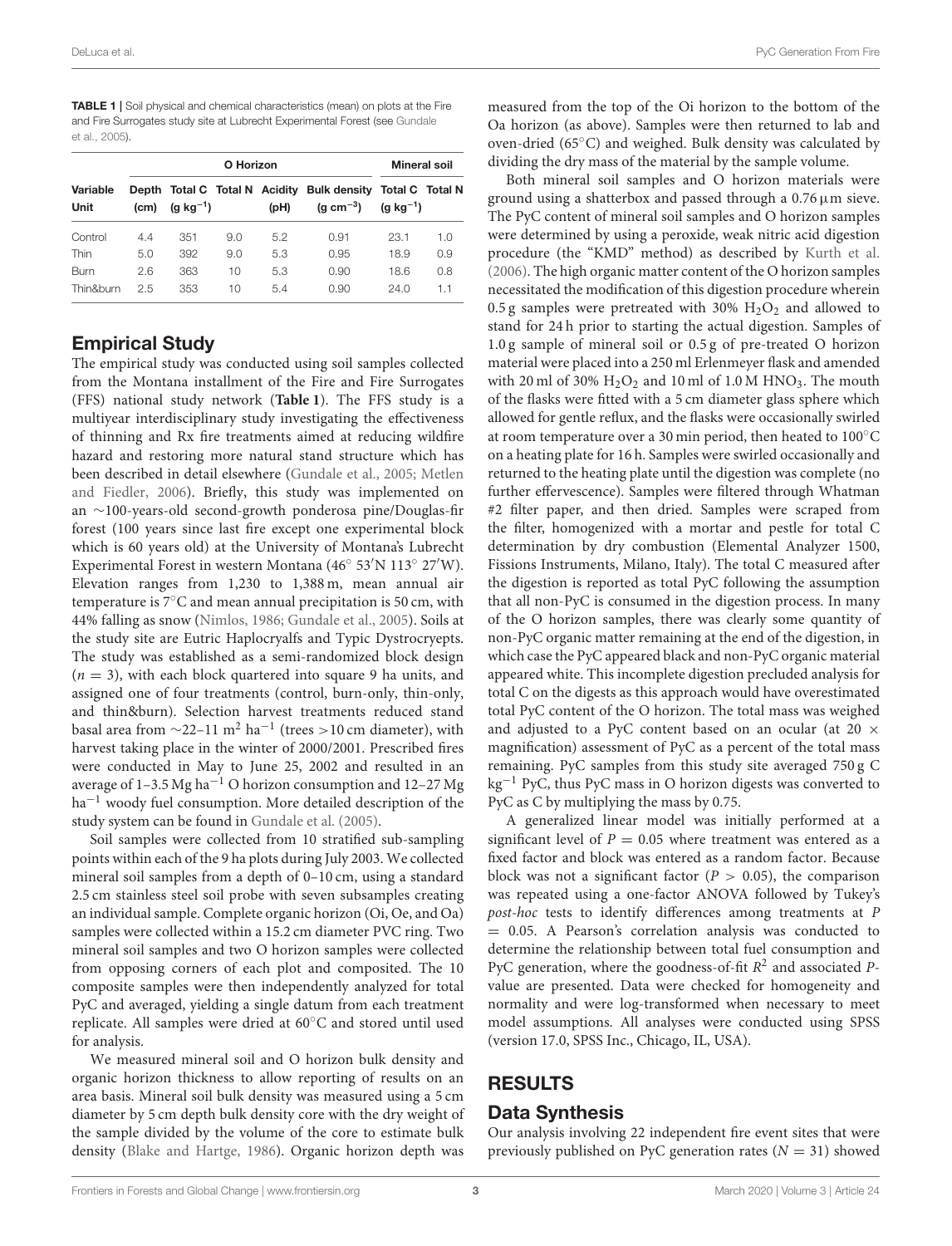**TABLE 1 |** Soil physical and chemical characteristics (mean) on plots at the Fire and Fire Surrogates study site at Lubrecht Experimental Forest (see Gundale et al., 2005).

| Variable | O Horizon | | | | | Mineral soil | |
|---|---|---|---|---|---|---|---|
| | Depth | Total C | Total N | Acidity | Bulk density | Total C | Total N |
| Unit | (cm) | (g $kg^{-1}$) | | (pH) | (g $cm^{-3}$) | (g $kg^{-1}$) | |
| Control | 4.4 | 351 | 9.0 | 5.2 | 0.91 | 23.1 | 1.0 |
| Thin | 5.0 | 392 | 9.0 | 5.3 | 0.95 | 18.9 | 0.9 |
| Burn | 2.6 | 363 | 10 | 5.3 | 0.90 | 18.6 | 0.8 |
| Thin&burn | 2.5 | 353 | 10 | 5.4 | 0.90 | 24.0 | 1.1 |

## Empirical Study

The empirical study was conducted using soil samples collected from the Montana installment of the Fire and Fire Surrogates (FFS) national study network (**Table 1**). The FFS study is a multiyear interdisciplinary study investigating the effectiveness of thinning and Rx fire treatments aimed at reducing wildfire hazard and restoring more natural stand structure which has been described in detail elsewhere (Gundale et al., 2005; Metlen and Fiedler, 2006). Briefly, this study was implemented on an ∼100-years-old second-growth ponderosa pine/Douglas-fir forest (100 years since last fire except one experimental block which is 60 years old) at the University of Montana's Lubrecht Experimental Forest in western Montana (46° 53′N 113° 27′W). Elevation ranges from 1,230 to 1,388 m, mean annual air temperature is 7°C and mean annual precipitation is 50 cm, with 44% falling as snow (Nimlos, 1986; Gundale et al., 2005). Soils at the study site are Eutric Haplocryalfs and Typic Dystrocryepts. The study was established as a semi-randomized block design ($n = 3$), with each block quartered into square 9 ha units, and assigned one of four treatments (control, burn-only, thin-only, and thin&burn). Selection harvest treatments reduced stand basal area from ∼22–11 $m^2$ $ha^{-1}$ (trees >10 cm diameter), with harvest taking place in the winter of 2000/2001. Prescribed fires were conducted in May to June 25, 2002 and resulted in an average of 1–3.5 Mg $ha^{-1}$ O horizon consumption and 12–27 Mg $ha^{-1}$ woody fuel consumption. More detailed description of the study system can be found in Gundale et al. (2005).

Soil samples were collected from 10 stratified sub-sampling points within each of the 9 ha plots during July 2003. We collected mineral soil samples from a depth of 0–10 cm, using a standard 2.5 cm stainless steel soil probe with seven subsamples creating an individual sample. Complete organic horizon (Oi, Oe, and Oa) samples were collected within a 15.2 cm diameter PVC ring. Two mineral soil samples and two O horizon samples were collected from opposing corners of each plot and composited. The 10 composite samples were then independently analyzed for total PyC and averaged, yielding a single datum from each treatment replicate. All samples were dried at 60°C and stored until used for analysis.

We measured mineral soil and O horizon bulk density and organic horizon thickness to allow reporting of results on an area basis. Mineral soil bulk density was measured using a 5 cm diameter by 5 cm depth bulk density core with the dry weight of the sample divided by the volume of the core to estimate bulk density (Blake and Hartge, 1986). Organic horizon depth was measured from the top of the Oi horizon to the bottom of the Oa horizon (as above). Samples were then returned to lab and oven-dried (65°C) and weighed. Bulk density was calculated by dividing the dry mass of the material by the sample volume.

Both mineral soil samples and O horizon materials were ground using a shatterbox and passed through a 0.76 μm sieve. The PyC content of mineral soil samples and O horizon samples were determined by using a peroxide, weak nitric acid digestion procedure (the "KMD" method) as described by Kurth et al. (2006). The high organic matter content of the O horizon samples necessitated the modification of this digestion procedure wherein 0.5 g samples were pretreated with 30% $H_2O_2$ and allowed to stand for 24 h prior to starting the actual digestion. Samples of 1.0 g sample of mineral soil or 0.5 g of pre-treated O horizon material were placed into a 250 ml Erlenmeyer flask and amended with 20 ml of 30% $H_2O_2$ and 10 ml of 1.0 M $HNO_3$. The mouth of the flasks were fitted with a 5 cm diameter glass sphere which allowed for gentle reflux, and the flasks were occasionally swirled at room temperature over a 30 min period, then heated to 100°C on a heating plate for 16 h. Samples were swirled occasionally and returned to the heating plate until the digestion was complete (no further effervescence). Samples were filtered through Whatman #2 filter paper, and then dried. Samples were scraped from the filter, homogenized with a mortar and pestle for total C determination by dry combustion (Elemental Analyzer 1500, Fissions Instruments, Milano, Italy). The total C measured after the digestion is reported as total PyC following the assumption that all non-PyC is consumed in the digestion process. In many of the O horizon samples, there was clearly some quantity of non-PyC organic matter remaining at the end of the digestion, in which case the PyC appeared black and non-PyC organic material appeared white. This incomplete digestion precluded analysis for total C on the digests as this approach would have overestimated total PyC content of the O horizon. The total mass was weighed and adjusted to a PyC content based on an ocular (at 20 × magnification) assessment of PyC as a percent of the total mass remaining. PyC samples from this study site averaged 750 g C $kg^{-1}$ PyC, thus PyC mass in O horizon digests was converted to PyC as C by multiplying the mass by 0.75.

A generalized linear model was initially performed at a significant level of $P = 0.05$ where treatment was entered as a fixed factor and block was entered as a random factor. Because block was not a significant factor ($P > 0.05$), the comparison was repeated using a one-factor ANOVA followed by Tukey's *post-hoc* tests to identify differences among treatments at $P = 0.05$. A Pearson's correlation analysis was conducted to determine the relationship between total fuel consumption and PyC generation, where the goodness-of-fit $R^2$ and associated $P$-value are presented. Data were checked for homogeneity and normality and were log-transformed when necessary to meet model assumptions. All analyses were conducted using SPSS (version 17.0, SPSS Inc., Chicago, IL, USA).

# RESULTS

## Data Synthesis

Our analysis involving 22 independent fire event sites that were previously published on PyC generation rates ($N = 31$) showed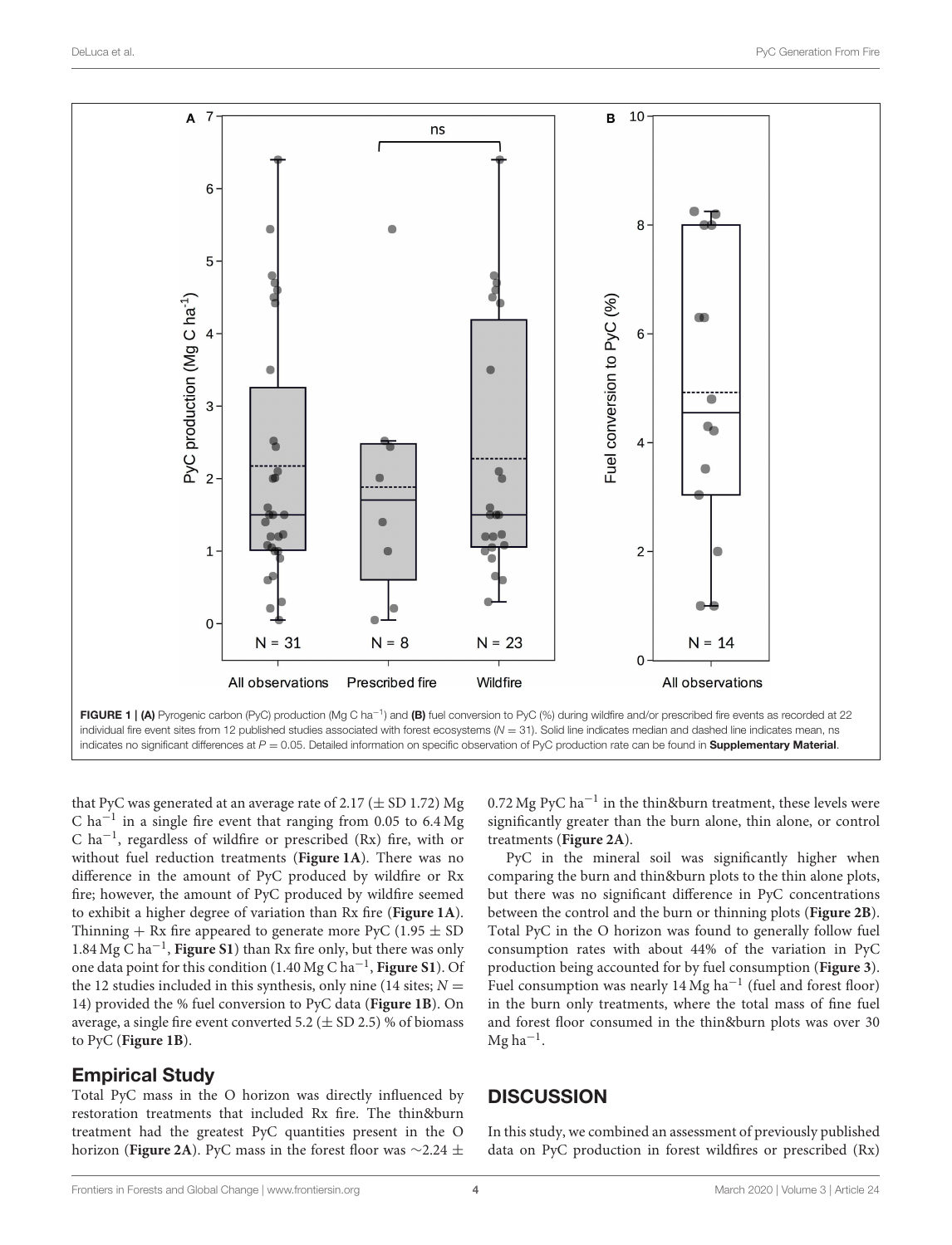FIGURE 1 | **(A)** Pyrogenic carbon (PyC) production (Mg C ha$^{-1}$) and **(B)** fuel conversion to PyC (%) during wildfire and/or prescribed fire events as recorded at 22 individual fire event sites from 12 published studies associated with forest ecosystems ($N = 31$). Solid line indicates median and dashed line indicates mean, ns indicates no significant differences at $P = 0.05$. Detailed information on specific observation of PyC production rate can be found in **Supplementary Material**.

that PyC was generated at an average rate of 2.17 (± SD 1.72) Mg C ha$^{-1}$ in a single fire event that ranging from 0.05 to 6.4 Mg C ha$^{-1}$, regardless of wildfire or prescribed (Rx) fire, with or without fuel reduction treatments (**Figure 1A**). There was no difference in the amount of PyC produced by wildfire or Rx fire; however, the amount of PyC produced by wildfire seemed to exhibit a higher degree of variation than Rx fire (**Figure 1A**). Thinning + Rx fire appeared to generate more PyC (1.95 ± SD 1.84 Mg C ha$^{-1}$, **Figure S1**) than Rx fire only, but there was only one data point for this condition (1.40 Mg C ha$^{-1}$, **Figure S1**). Of the 12 studies included in this synthesis, only nine (14 sites; $N = 14$) provided the % fuel conversion to PyC data (**Figure 1B**). On average, a single fire event converted 5.2 (± SD 2.5) % of biomass to PyC (**Figure 1B**).

## Empirical Study

Total PyC mass in the O horizon was directly influenced by restoration treatments that included Rx fire. The thin&burn treatment had the greatest PyC quantities present in the O horizon (**Figure 2A**). PyC mass in the forest floor was ~2.24 ± 0.72 Mg PyC ha$^{-1}$ in the thin&burn treatment, these levels were significantly greater than the burn alone, thin alone, or control treatments (**Figure 2A**).

PyC in the mineral soil was significantly higher when comparing the burn and thin&burn plots to the thin alone plots, but there was no significant difference in PyC concentrations between the control and the burn or thinning plots (**Figure 2B**). Total PyC in the O horizon was found to generally follow fuel consumption rates with about 44% of the variation in PyC production being accounted for by fuel consumption (**Figure 3**). Fuel consumption was nearly 14 Mg ha$^{-1}$ (fuel and forest floor) in the burn only treatments, where the total mass of fine fuel and forest floor consumed in the thin&burn plots was over 30 Mg ha$^{-1}$.

# DISCUSSION

In this study, we combined an assessment of previously published data on PyC production in forest wildfires or prescribed (Rx)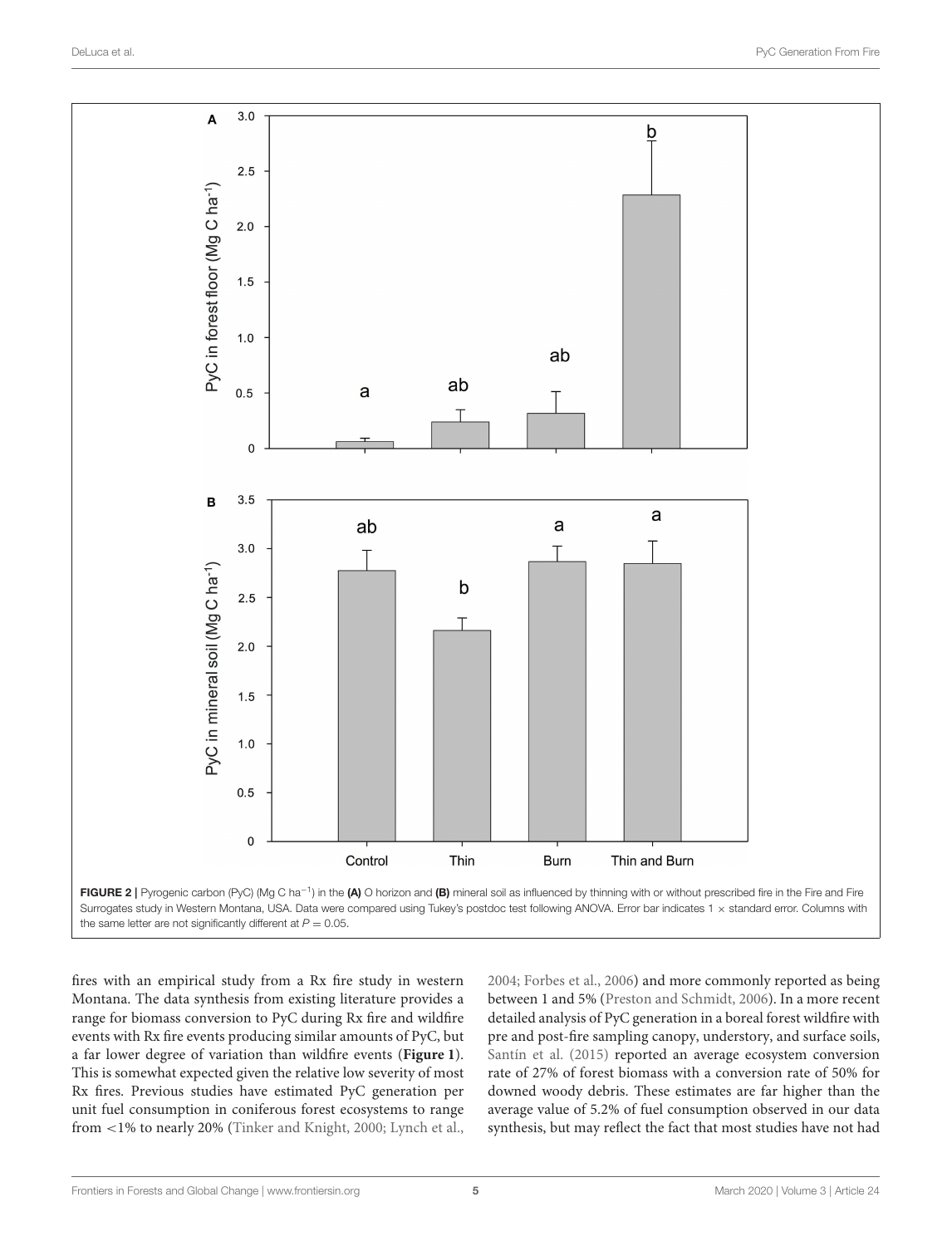FIGURE 2 | Pyrogenic carbon (PyC) (Mg C ha$^{-1}$) in the **(A)** O horizon and **(B)** mineral soil as influenced by thinning with or without prescribed fire in the Fire and Fire Surrogates study in Western Montana, USA. Data were compared using Tukey's postdoc test following ANOVA. Error bar indicates 1 × standard error. Columns with the same letter are not significantly different at $P = 0.05$.

fires with an empirical study from a Rx fire study in western Montana. The data synthesis from existing literature provides a range for biomass conversion to PyC during Rx fire and wildfire events with Rx fire events producing similar amounts of PyC, but a far lower degree of variation than wildfire events (**Figure 1**). This is somewhat expected given the relative low severity of most Rx fires. Previous studies have estimated PyC generation per unit fuel consumption in coniferous forest ecosystems to range from <1% to nearly 20% (Tinker and Knight, 2000; Lynch et al., 2004; Forbes et al., 2006) and more commonly reported as being between 1 and 5% (Preston and Schmidt, 2006). In a more recent detailed analysis of PyC generation in a boreal forest wildfire with pre and post-fire sampling canopy, understory, and surface soils, Santín et al. (2015) reported an average ecosystem conversion rate of 27% of forest biomass with a conversion rate of 50% for downed woody debris. These estimates are far higher than the average value of 5.2% of fuel consumption observed in our data synthesis, but may reflect the fact that most studies have not had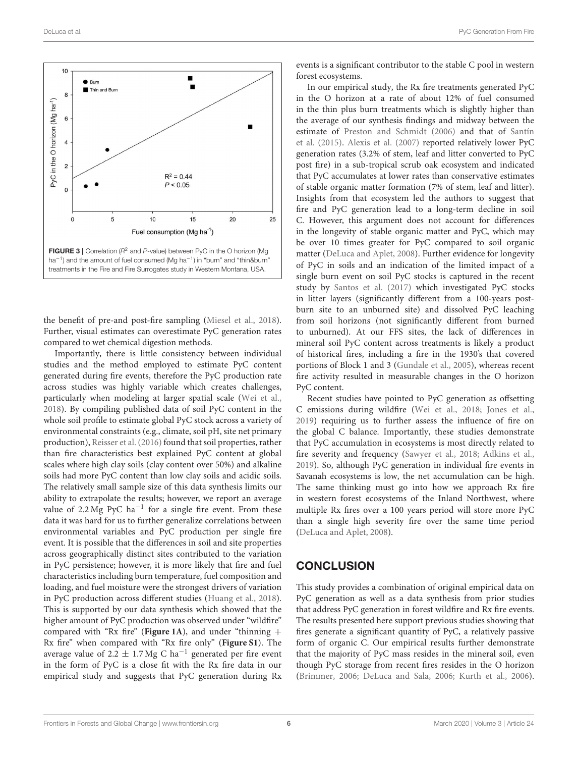FIGURE 3 | Correlation ($R^2$ and $P$-value) between PyC in the O horizon (Mg ha$^{-1}$) and the amount of fuel consumed (Mg ha$^{-1}$) in "burn" and "thin&burn" treatments in the Fire and Fire Surrogates study in Western Montana, USA.

the benefit of pre-and post-fire sampling (Miesel et al., 2018). Further, visual estimates can overestimate PyC generation rates compared to wet chemical digestion methods.

Importantly, there is little consistency between individual studies and the method employed to estimate PyC content generated during fire events, therefore the PyC production rate across studies was highly variable which creates challenges, particularly when modeling at larger spatial scale (Wei et al., 2018). By compiling published data of soil PyC content in the whole soil profile to estimate global PyC stock across a variety of environmental constraints (e.g., climate, soil pH, site net primary production), Reisser et al. (2016) found that soil properties, rather than fire characteristics best explained PyC content at global scales where high clay soils (clay content over 50%) and alkaline soils had more PyC content than low clay soils and acidic soils. The relatively small sample size of this data synthesis limits our ability to extrapolate the results; however, we report an average value of 2.2 Mg PyC ha$^{-1}$ for a single fire event. From these data it was hard for us to further generalize correlations between environmental variables and PyC production per single fire event. It is possible that the differences in soil and site properties across geographically distinct sites contributed to the variation in PyC persistence; however, it is more likely that fire and fuel characteristics including burn temperature, fuel composition and loading, and fuel moisture were the strongest drivers of variation in PyC production across different studies (Huang et al., 2018). This is supported by our data synthesis which showed that the higher amount of PyC production was observed under "wildfire" compared with "Rx fire" (**Figure 1A**), and under "thinning + Rx fire" when compared with "Rx fire only" (**Figure S1**). The average value of $2.2 \pm 1.7$ Mg C ha$^{-1}$ generated per fire event in the form of PyC is a close fit with the Rx fire data in our empirical study and suggests that PyC generation during Rx events is a significant contributor to the stable C pool in western forest ecosystems.

In our empirical study, the Rx fire treatments generated PyC in the O horizon at a rate of about 12% of fuel consumed in the thin plus burn treatments which is slightly higher than the average of our synthesis findings and midway between the estimate of Preston and Schmidt (2006) and that of Santín et al. (2015). Alexis et al. (2007) reported relatively lower PyC generation rates (3.2% of stem, leaf and litter converted to PyC post fire) in a sub-tropical scrub oak ecosystem and indicated that PyC accumulates at lower rates than conservative estimates of stable organic matter formation (7% of stem, leaf and litter). Insights from that ecosystem led the authors to suggest that fire and PyC generation lead to a long-term decline in soil C. However, this argument does not account for differences in the longevity of stable organic matter and PyC, which may be over 10 times greater for PyC compared to soil organic matter (DeLuca and Aplet, 2008). Further evidence for longevity of PyC in soils and an indication of the limited impact of a single burn event on soil PyC stocks is captured in the recent study by Santos et al. (2017) which investigated PyC stocks in litter layers (significantly different from a 100-years post-burn site to an unburned site) and dissolved PyC leaching from soil horizons (not significantly different from burned to unburned). At our FFS sites, the lack of differences in mineral soil PyC content across treatments is likely a product of historical fires, including a fire in the 1930's that covered portions of Block 1 and 3 (Gundale et al., 2005), whereas recent fire activity resulted in measurable changes in the O horizon PyC content.

Recent studies have pointed to PyC generation as offsetting C emissions during wildfire (Wei et al., 2018; Jones et al., 2019) requiring us to further assess the influence of fire on the global C balance. Importantly, these studies demonstrate that PyC accumulation in ecosystems is most directly related to fire severity and frequency (Sawyer et al., 2018; Adkins et al., 2019). So, although PyC generation in individual fire events in Savanah ecosystems is low, the net accumulation can be high. The same thinking must go into how we approach Rx fire in western forest ecosystems of the Inland Northwest, where multiple Rx fires over a 100 years period will store more PyC than a single high severity fire over the same time period (DeLuca and Aplet, 2008).

## CONCLUSION

This study provides a combination of original empirical data on PyC generation as well as a data synthesis from prior studies that address PyC generation in forest wildfire and Rx fire events. The results presented here support previous studies showing that fires generate a significant quantity of PyC, a relatively passive form of organic C. Our empirical results further demonstrate that the majority of PyC mass resides in the mineral soil, even though PyC storage from recent fires resides in the O horizon (Brimmer, 2006; DeLuca and Sala, 2006; Kurth et al., 2006).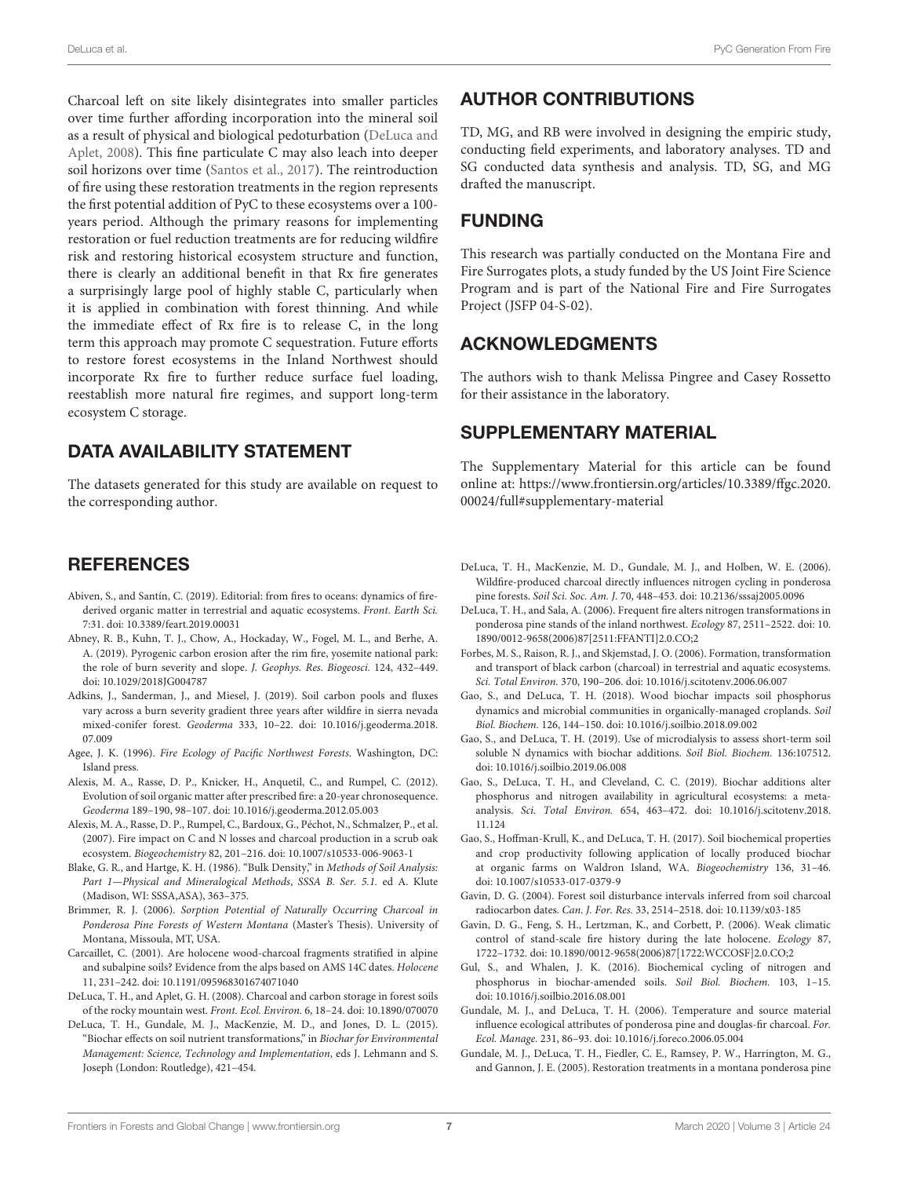Charcoal left on site likely disintegrates into smaller particles over time further affording incorporation into the mineral soil as a result of physical and biological pedoturbation (DeLuca and Aplet, 2008). This fine particulate C may also leach into deeper soil horizons over time (Santos et al., 2017). The reintroduction of fire using these restoration treatments in the region represents the first potential addition of PyC to these ecosystems over a 100-years period. Although the primary reasons for implementing restoration or fuel reduction treatments are for reducing wildfire risk and restoring historical ecosystem structure and function, there is clearly an additional benefit in that Rx fire generates a surprisingly large pool of highly stable C, particularly when it is applied in combination with forest thinning. And while the immediate effect of Rx fire is to release C, in the long term this approach may promote C sequestration. Future efforts to restore forest ecosystems in the Inland Northwest should incorporate Rx fire to further reduce surface fuel loading, reestablish more natural fire regimes, and support long-term ecosystem C storage.

## DATA AVAILABILITY STATEMENT

The datasets generated for this study are available on request to the corresponding author.

## AUTHOR CONTRIBUTIONS

TD, MG, and RB were involved in designing the empiric study, conducting field experiments, and laboratory analyses. TD and SG conducted data synthesis and analysis. TD, SG, and MG drafted the manuscript.

## FUNDING

This research was partially conducted on the Montana Fire and Fire Surrogates plots, a study funded by the US Joint Fire Science Program and is part of the National Fire and Fire Surrogates Project (JSFP 04-S-02).

## ACKNOWLEDGMENTS

The authors wish to thank Melissa Pingree and Casey Rossetto for their assistance in the laboratory.

## SUPPLEMENTARY MATERIAL

The Supplementary Material for this article can be found online at: https://www.frontiersin.org/articles/10.3389/ffgc.2020.00024/full#supplementary-material

## REFERENCES

Abiven, S., and Santín, C. (2019). Editorial: from fires to oceans: dynamics of fire-derived organic matter in terrestrial and aquatic ecosystems. *Front. Earth Sci.* 7:31. doi: 10.3389/feart.2019.00031

Abney, R. B., Kuhn, T. J., Chow, A., Hockaday, W., Fogel, M. L., and Berhe, A. A. (2019). Pyrogenic carbon erosion after the rim fire, yosemite national park: the role of burn severity and slope. *J. Geophys. Res. Biogeosci.* 124, 432–449. doi: 10.1029/2018JG004787

Adkins, J., Sanderman, J., and Miesel, J. (2019). Soil carbon pools and fluxes vary across a burn severity gradient three years after wildfire in sierra nevada mixed-conifer forest. *Geoderma* 333, 10–22. doi: 10.1016/j.geoderma.2018.07.009

Agee, J. K. (1996). *Fire Ecology of Pacific Northwest Forests*. Washington, DC: Island press.

Alexis, M. A., Rasse, D. P., Knicker, H., Anquetil, C., and Rumpel, C. (2012). Evolution of soil organic matter after prescribed fire: a 20-year chronosequence. *Geoderma* 189–190, 98–107. doi: 10.1016/j.geoderma.2012.05.003

Alexis, M. A., Rasse, D. P., Rumpel, C., Bardoux, G., Péchot, N., Schmalzer, P., et al. (2007). Fire impact on C and N losses and charcoal production in a scrub oak ecosystem. *Biogeochemistry* 82, 201–216. doi: 10.1007/s10533-006-9063-1

Blake, G. R., and Hartge, K. H. (1986). "Bulk Density," in *Methods of Soil Analysis: Part 1—Physical and Mineralogical Methods*, *SSSA B. Ser. 5.1.* ed A. Klute (Madison, WI: SSSA,ASA), 363–375.

Brimmer, R. J. (2006). *Sorption Potential of Naturally Occurring Charcoal in Ponderosa Pine Forests of Western Montana* (Master's Thesis). University of Montana, Missoula, MT, USA.

Carcaillet, C. (2001). Are holocene wood-charcoal fragments stratified in alpine and subalpine soils? Evidence from the alps based on AMS 14C dates. *Holocene* 11, 231–242. doi: 10.1191/095968301674071040

DeLuca, T. H., and Aplet, G. H. (2008). Charcoal and carbon storage in forest soils of the rocky mountain west. *Front. Ecol. Environ.* 6, 18–24. doi: 10.1890/070070

DeLuca, T. H., Gundale, M. J., MacKenzie, M. D., and Jones, D. L. (2015). "Biochar effects on soil nutrient transformations," in *Biochar for Environmental Management: Science, Technology and Implementation*, eds J. Lehmann and S. Joseph (London: Routledge), 421–454.

DeLuca, T. H., MacKenzie, M. D., Gundale, M. J., and Holben, W. E. (2006). Wildfire-produced charcoal directly influences nitrogen cycling in ponderosa pine forests. *Soil Sci. Soc. Am. J.* 70, 448–453. doi: 10.2136/sssaj2005.0096

DeLuca, T. H., and Sala, A. (2006). Frequent fire alters nitrogen transformations in ponderosa pine stands of the inland northwest. *Ecology* 87, 2511–2522. doi: 10.1890/0012-9658(2006)87[2511:FFANTI]2.0.CO;2

Forbes, M. S., Raison, R. J., and Skjemstad, J. O. (2006). Formation, transformation and transport of black carbon (charcoal) in terrestrial and aquatic ecosystems. *Sci. Total Environ.* 370, 190–206. doi: 10.1016/j.scitotenv.2006.06.007

Gao, S., and DeLuca, T. H. (2018). Wood biochar impacts soil phosphorus dynamics and microbial communities in organically-managed croplands. *Soil Biol. Biochem.* 126, 144–150. doi: 10.1016/j.soilbio.2018.09.002

Gao, S., and DeLuca, T. H. (2019). Use of microdialysis to assess short-term soil soluble N dynamics with biochar additions. *Soil Biol. Biochem.* 136:107512. doi: 10.1016/j.soilbio.2019.06.008

Gao, S., DeLuca, T. H., and Cleveland, C. C. (2019). Biochar additions alter phosphorus and nitrogen availability in agricultural ecosystems: a meta-analysis. *Sci. Total Environ.* 654, 463–472. doi: 10.1016/j.scitotenv.2018.11.124

Gao, S., Hoffman-Krull, K., and DeLuca, T. H. (2017). Soil biochemical properties and crop productivity following application of locally produced biochar at organic farms on Waldron Island, WA. *Biogeochemistry* 136, 31–46. doi: 10.1007/s10533-017-0379-9

Gavin, D. G. (2004). Forest soil disturbance intervals inferred from soil charcoal radiocarbon dates. *Can. J. For. Res.* 33, 2514–2518. doi: 10.1139/x03-185

Gavin, D. G., Feng, S. H., Lertzman, K., and Corbett, P. (2006). Weak climatic control of stand-scale fire history during the late holocene. *Ecology* 87, 1722–1732. doi: 10.1890/0012-9658(2006)87[1722:WCCOSF]2.0.CO;2

Gul, S., and Whalen, J. K. (2016). Biochemical cycling of nitrogen and phosphorus in biochar-amended soils. *Soil Biol. Biochem.* 103, 1–15. doi: 10.1016/j.soilbio.2016.08.001

Gundale, M. J., and DeLuca, T. H. (2006). Temperature and source material influence ecological attributes of ponderosa pine and douglas-fir charcoal. *For. Ecol. Manage.* 231, 86–93. doi: 10.1016/j.foreco.2006.05.004

Gundale, M. J., DeLuca, T. H., Fiedler, C. E., Ramsey, P. W., Harrington, M. G., and Gannon, J. E. (2005). Restoration treatments in a montana ponderosa pine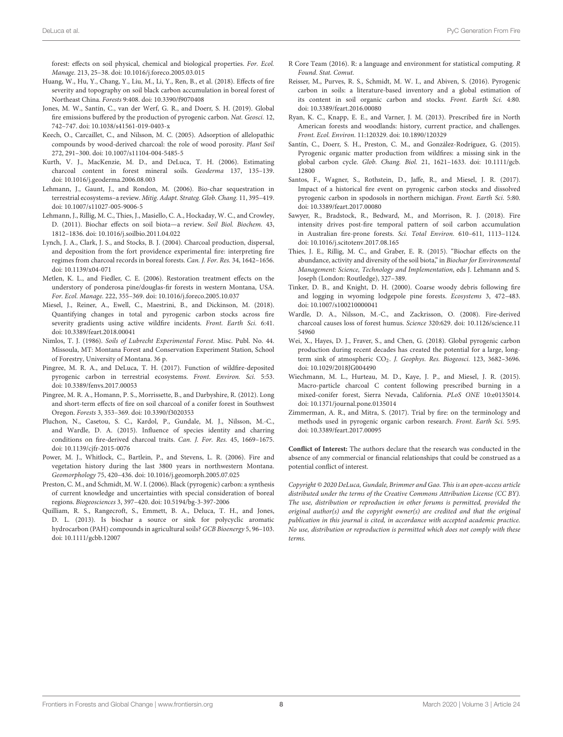forest: effects on soil physical, chemical and biological properties. *For. Ecol. Manage.* 213, 25–38. doi: 10.1016/j.foreco.2005.03.015

Huang, W., Hu, Y., Chang, Y., Liu, M., Li, Y., Ren, B., et al. (2018). Effects of fire severity and topography on soil black carbon accumulation in boreal forest of Northeast China. *Forests* 9:408. doi: 10.3390/f9070408

Jones, M. W., Santín, C., van der Werf, G. R., and Doerr, S. H. (2019). Global fire emissions buffered by the production of pyrogenic carbon. *Nat. Geosci.* 12, 742–747. doi: 10.1038/s41561-019-0403-x

Keech, O., Carcaillet, C., and Nilsson, M. C. (2005). Adsorption of allelopathic compounds by wood-derived charcoal: the role of wood porosity. *Plant Soil* 272, 291–300. doi: 10.1007/s11104-004-5485-5

Kurth, V. J., MacKenzie, M. D., and DeLuca, T. H. (2006). Estimating charcoal content in forest mineral soils. *Geoderma* 137, 135–139. doi: 10.1016/j.geoderma.2006.08.003

Lehmann, J., Gaunt, J., and Rondon, M. (2006). Bio-char sequestration in terrestrial ecosystems–a review. *Mitig. Adapt. Strateg. Glob. Chang.* 11, 395–419. doi: 10.1007/s11027-005-9006-5

Lehmann, J., Rillig, M. C., Thies, J., Masiello, C. A., Hockaday, W. C., and Crowley, D. (2011). Biochar effects on soil biota—a review. *Soil Biol. Biochem.* 43, 1812–1836. doi: 10.1016/j.soilbio.2011.04.022

Lynch, J. A., Clark, J. S., and Stocks, B. J. (2004). Charcoal production, dispersal, and deposition from the fort providence experimental fire: interpreting fire regimes from charcoal records in boreal forests. *Can. J. For. Res.* 34, 1642–1656. doi: 10.1139/x04-071

Metlen, K. L., and Fiedler, C. E. (2006). Restoration treatment effects on the understory of ponderosa pine/douglas-fir forests in western Montana, USA. *For. Ecol. Manage.* 222, 355–369. doi: 10.1016/j.foreco.2005.10.037

Miesel, J., Reiner, A., Ewell, C., Maestrini, B., and Dickinson, M. (2018). Quantifying changes in total and pyrogenic carbon stocks across fire severity gradients using active wildfire incidents. *Front. Earth Sci.* 6:41. doi: 10.3389/feart.2018.00041

Nimlos, T. J. (1986). *Soils of Lubrecht Experimental Forest.* Misc. Publ. No. 44. Missoula, MT: Montana Forest and Conservation Experiment Station, School of Forestry, University of Montana. 36 p.

Pingree, M. R. A., and DeLuca, T. H. (2017). Function of wildfire-deposited pyrogenic carbon in terrestrial ecosystems. *Front. Environ. Sci.* 5:53. doi: 10.3389/fenvs.2017.00053

Pingree, M. R. A., Homann, P. S., Morrissette, B., and Darbyshire, R. (2012). Long and short-term effects of fire on soil charcoal of a conifer forest in Southwest Oregon. *Forests* 3, 353–369. doi: 10.3390/f3020353

Pluchon, N., Casetou, S. C., Kardol, P., Gundale, M. J., Nilsson, M.-C., and Wardle, D. A. (2015). Influence of species identity and charring conditions on fire-derived charcoal traits. *Can. J. For. Res.* 45, 1669–1675. doi: 10.1139/cjfr-2015-0076

Power, M. J., Whitlock, C., Bartlein, P., and Stevens, L. R. (2006). Fire and vegetation history during the last 3800 years in northwestern Montana. *Geomorphology* 75, 420–436. doi: 10.1016/j.geomorph.2005.07.025

Preston, C. M., and Schmidt, M. W. I. (2006). Black (pyrogenic) carbon: a synthesis of current knowledge and uncertainties with special consideration of boreal regions. *Biogeosciences* 3, 397–420. doi: 10.5194/bg-3-397-2006

Quilliam, R. S., Rangecroft, S., Emmett, B. A., Deluca, T. H., and Jones, D. L. (2013). Is biochar a source or sink for polycyclic aromatic hydrocarbon (PAH) compounds in agricultural soils? *GCB Bioenergy* 5, 96–103. doi: 10.1111/gcbb.12007

R Core Team (2016). R: a language and environment for statistical computing. *R Found. Stat. Comut.*

Reisser, M., Purves, R. S., Schmidt, M. W. I., and Abiven, S. (2016). Pyrogenic carbon in soils: a literature-based inventory and a global estimation of its content in soil organic carbon and stocks. *Front. Earth Sci.* 4:80. doi: 10.3389/feart.2016.00080

Ryan, K. C., Knapp, E. E., and Varner, J. M. (2013). Prescribed fire in North American forests and woodlands: history, current practice, and challenges. *Front. Ecol. Environ.* 11:120329. doi: 10.1890/120329

Santín, C., Doerr, S. H., Preston, C. M., and González-Rodríguez, G. (2015). Pyrogenic organic matter production from wildfires: a missing sink in the global carbon cycle. *Glob. Chang. Biol.* 21, 1621–1633. doi: 10.1111/gcb.12800

Santos, F., Wagner, S., Rothstein, D., Jaffe, R., and Miesel, J. R. (2017). Impact of a historical fire event on pyrogenic carbon stocks and dissolved pyrogenic carbon in spodosols in northern michigan. *Front. Earth Sci.* 5:80. doi: 10.3389/feart.2017.00080

Sawyer, R., Bradstock, R., Bedward, M., and Morrison, R. J. (2018). Fire intensity drives post-fire temporal pattern of soil carbon accumulation in Australian fire-prone forests. *Sci. Total Environ.* 610–611, 1113–1124. doi: 10.1016/j.scitotenv.2017.08.165

Thies, J. E., Rillig, M. C., and Graber, E. R. (2015). "Biochar effects on the abundance, activity and diversity of the soil biota," in *Biochar for Environmental Management: Science, Technology and Implementation*, eds J. Lehmann and S. Joseph (London: Routledge), 327–389.

Tinker, D. B., and Knight, D. H. (2000). Coarse woody debris following fire and logging in wyoming lodgepole pine forests. *Ecosystems* 3, 472–483. doi: 10.1007/s100210000041

Wardle, D. A., Nilsson, M.-C., and Zackrisson, O. (2008). Fire-derived charcoal causes loss of forest humus. *Science* 320:629. doi: 10.1126/science.1154960

Wei, X., Hayes, D. J., Fraver, S., and Chen, G. (2018). Global pyrogenic carbon production during recent decades has created the potential for a large, long-term sink of atmospheric $CO_2$. *J. Geophys. Res. Biogeosci.* 123, 3682–3696. doi: 10.1029/2018JG004490

Wiechmann, M. L., Hurteau, M. D., Kaye, J. P., and Miesel, J. R. (2015). Macro-particle charcoal C content following prescribed burning in a mixed-conifer forest, Sierra Nevada, California. *PLoS ONE* 10:e0135014. doi: 10.1371/journal.pone.0135014

Zimmerman, A. R., and Mitra, S. (2017). Trial by fire: on the terminology and methods used in pyrogenic organic carbon research. *Front. Earth Sci.* 5:95. doi: 10.3389/feart.2017.00095

**Conflict of Interest:** The authors declare that the research was conducted in the absence of any commercial or financial relationships that could be construed as a potential conflict of interest.

*Copyright © 2020 DeLuca, Gundale, Brimmer and Gao. This is an open-access article distributed under the terms of the Creative Commons Attribution License (CC BY). The use, distribution or reproduction in other forums is permitted, provided the original author(s) and the copyright owner(s) are credited and that the original publication in this journal is cited, in accordance with accepted academic practice. No use, distribution or reproduction is permitted which does not comply with these terms.*